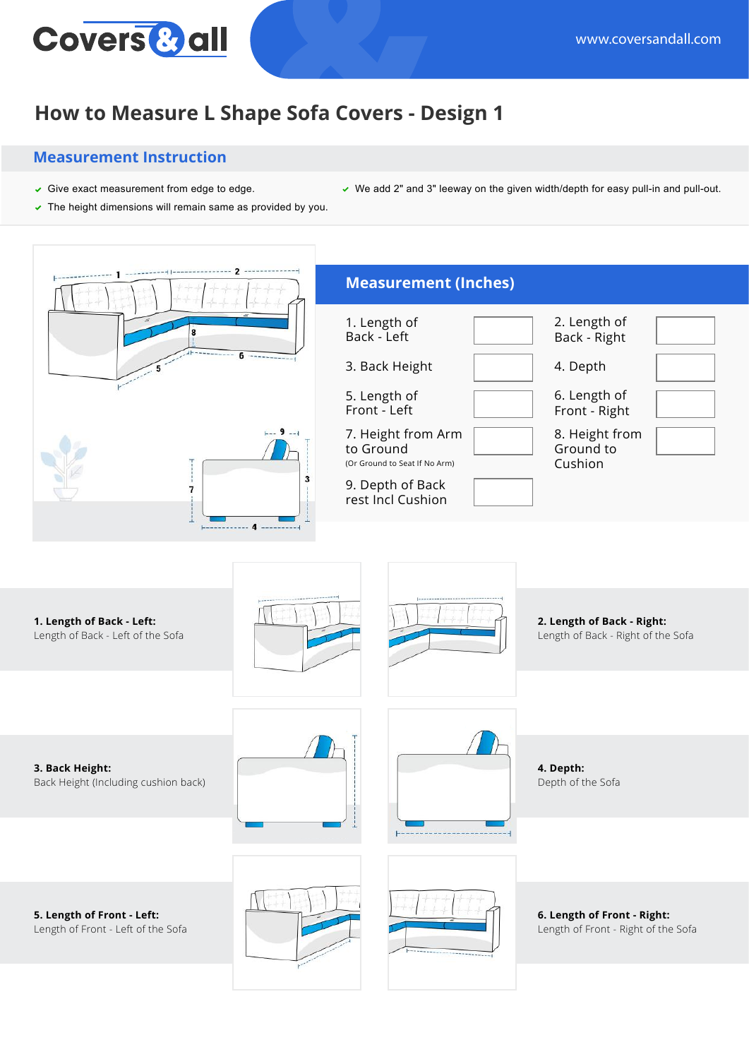Covers & all

www.coversandall.com

# How to Measure L Shape Sofa Covers - Design 1

## Measurement Instruction

- Give exact measurement from edge to edge.
- The height dimensions will remain same as provided by you.
- We add 2" and 3" leeway on the given width/depth for easy pull-in and pull-out.

## Measurement (Inches)

| Measurement | Value | Measurement | Value |
|---|---|---|---|
| 1. Length of Back - Left | | 2. Length of Back - Right | |
| 3. Back Height | | 4. Depth | |
| 5. Length of Front - Left | | 6. Length of Front - Right | |
| 7. Height from Arm to Ground (Or Ground to Seat If No Arm) | | 8. Height from Ground to Cushion | |
| 9. Depth of Back rest Incl Cushion | | | |

**1. Length of Back - Left:**
Length of Back - Left of the Sofa

**2. Length of Back - Right:**
Length of Back - Right of the Sofa

**3. Back Height:**
Back Height (Including cushion back)

**4. Depth:**
Depth of the Sofa

**5. Length of Front - Left:**
Length of Front - Left of the Sofa

**6. Length of Front - Right:**
Length of Front - Right of the Sofa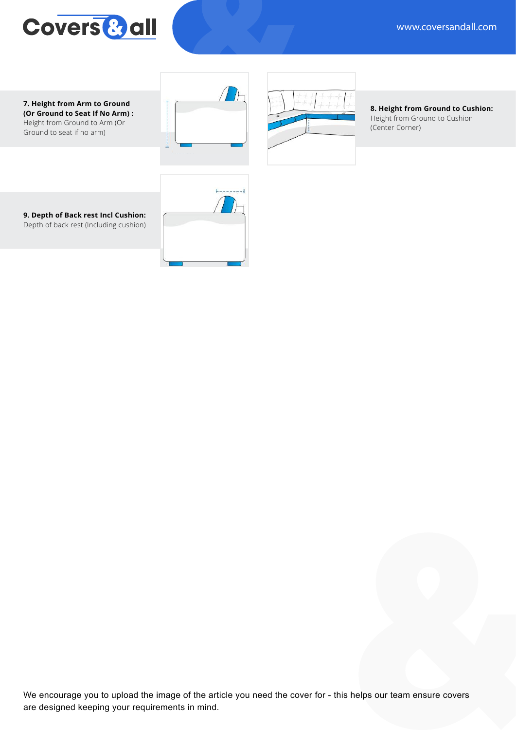**7. Height from Arm to Ground (Or Ground to Seat If No Arm) :**
Height from Ground to Arm (Or Ground to seat if no arm)

**8. Height from Ground to Cushion:**
Height from Ground to Cushion (Center Corner)

**9. Depth of Back rest Incl Cushion:**
Depth of back rest (Including cushion)

We encourage you to upload the image of the article you need the cover for - this helps our team ensure covers are designed keeping your requirements in mind.